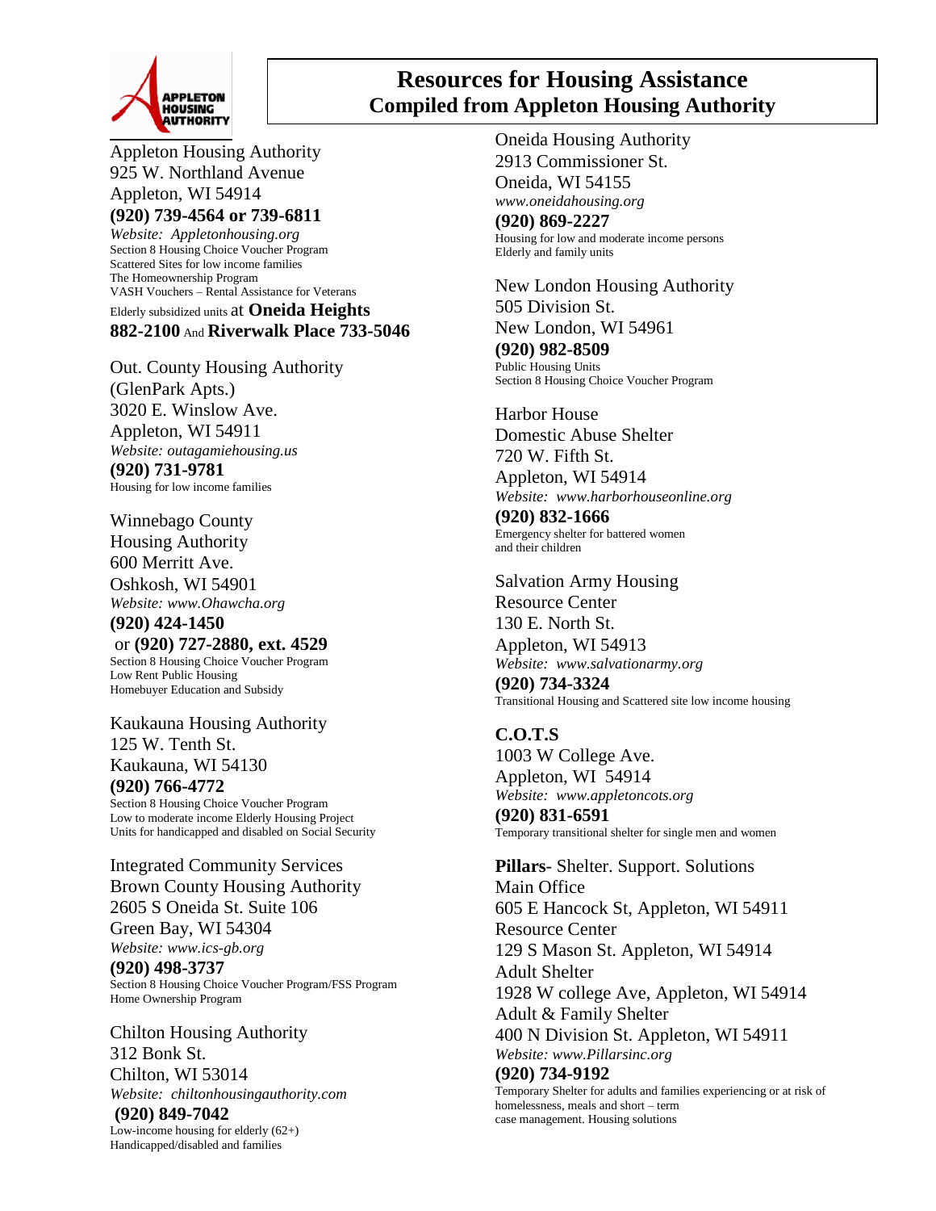# Resources for Housing Assistance
## Compiled from Appleton Housing Authority

Appleton Housing Authority
925 W. Northland Avenue
Appleton, WI 54914
**(920) 739-4564 or 739-6811**
*Website: Appletonhousing.org*
Section 8 Housing Choice Voucher Program
Scattered Sites for low income families
The Homeownership Program
VASH Vouchers – Rental Assistance for Veterans
Elderly subsidized units at **Oneida Heights 882-2100** And **Riverwalk Place 733-5046**

Out. County Housing Authority
(GlenPark Apts.)
3020 E. Winslow Ave.
Appleton, WI 54911
*Website: outagamiehousing.us*
**(920) 731-9781**
Housing for low income families

Winnebago County
Housing Authority
600 Merritt Ave.
Oshkosh, WI 54901
*Website: www.Ohawcha.org*
**(920) 424-1450**
or **(920) 727-2880, ext. 4529**
Section 8 Housing Choice Voucher Program
Low Rent Public Housing
Homebuyer Education and Subsidy

Kaukauna Housing Authority
125 W. Tenth St.
Kaukauna, WI 54130
**(920) 766-4772**
Section 8 Housing Choice Voucher Program
Low to moderate income Elderly Housing Project
Units for handicapped and disabled on Social Security

Integrated Community Services
Brown County Housing Authority
2605 S Oneida St. Suite 106
Green Bay, WI 54304
*Website: www.ics-gb.org*
**(920) 498-3737**
Section 8 Housing Choice Voucher Program/FSS Program
Home Ownership Program

Chilton Housing Authority
312 Bonk St.
Chilton, WI 53014
*Website: chiltonhousingauthority.com*
**(920) 849-7042**
Low-income housing for elderly (62+)
Handicapped/disabled and families

Oneida Housing Authority
2913 Commissioner St.
Oneida, WI 54155
*www.oneidahousing.org*
**(920) 869-2227**
Housing for low and moderate income persons
Elderly and family units

New London Housing Authority
505 Division St.
New London, WI 54961
**(920) 982-8509**
Public Housing Units
Section 8 Housing Choice Voucher Program

Harbor House
Domestic Abuse Shelter
720 W. Fifth St.
Appleton, WI 54914
*Website: www.harborhouseonline.org*
**(920) 832-1666**
Emergency shelter for battered women
and their children

Salvation Army Housing
Resource Center
130 E. North St.
Appleton, WI 54913
*Website: www.salvationarmy.org*
**(920) 734-3324**
Transitional Housing and Scattered site low income housing

**C.O.T.S**
1003 W College Ave.
Appleton, WI 54914
*Website: www.appletoncots.org*
**(920) 831-6591**
Temporary transitional shelter for single men and women

**Pillars**- Shelter. Support. Solutions
Main Office
605 E Hancock St, Appleton, WI 54911
Resource Center
129 S Mason St. Appleton, WI 54914
Adult Shelter
1928 W college Ave, Appleton, WI 54914
Adult & Family Shelter
400 N Division St. Appleton, WI 54911
*Website: www.Pillarsinc.org*
**(920) 734-9192**
Temporary Shelter for adults and families experiencing or at risk of homelessness, meals and short – term case management. Housing solutions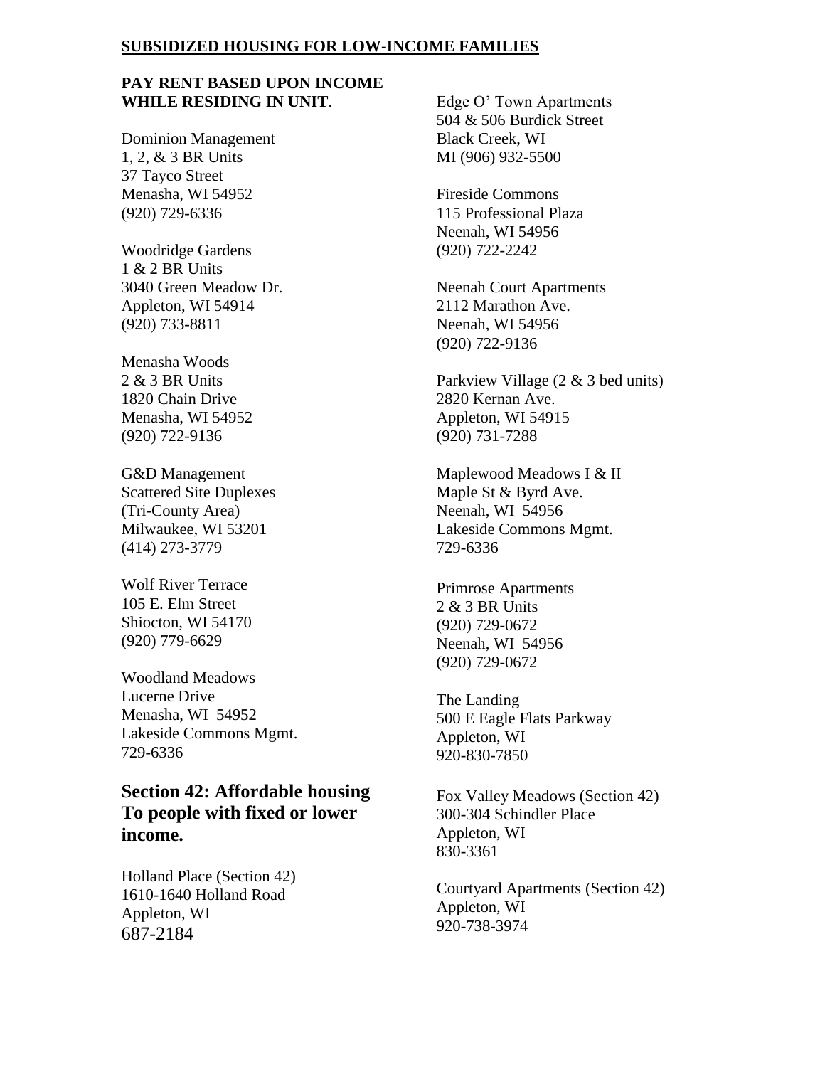**SUBSIDIZED HOUSING FOR LOW-INCOME FAMILIES**

**PAY RENT BASED UPON INCOME WHILE RESIDING IN UNIT**.

Dominion Management
1, 2, & 3 BR Units
37 Tayco Street
Menasha, WI 54952
(920) 729-6336

Woodridge Gardens
1 & 2 BR Units
3040 Green Meadow Dr.
Appleton, WI 54914
(920) 733-8811

Menasha Woods
2 & 3 BR Units
1820 Chain Drive
Menasha, WI 54952
(920) 722-9136

G&D Management
Scattered Site Duplexes
(Tri-County Area)
Milwaukee, WI 53201
(414) 273-3779

Wolf River Terrace
105 E. Elm Street
Shiocton, WI 54170
(920) 779-6629

Woodland Meadows
Lucerne Drive
Menasha, WI 54952
Lakeside Commons Mgmt.
729-6336

## Section 42: Affordable housing To people with fixed or lower income.

Holland Place (Section 42)
1610-1640 Holland Road
Appleton, WI
687-2184

Edge O' Town Apartments
504 & 506 Burdick Street
Black Creek, WI
MI (906) 932-5500

Fireside Commons
115 Professional Plaza
Neenah, WI 54956
(920) 722-2242

Neenah Court Apartments
2112 Marathon Ave.
Neenah, WI 54956
(920) 722-9136

Parkview Village (2 & 3 bed units)
2820 Kernan Ave.
Appleton, WI 54915
(920) 731-7288

Maplewood Meadows I & II
Maple St & Byrd Ave.
Neenah, WI 54956
Lakeside Commons Mgmt.
729-6336

Primrose Apartments
2 & 3 BR Units
(920) 729-0672
Neenah, WI 54956
(920) 729-0672

The Landing
500 E Eagle Flats Parkway
Appleton, WI
920-830-7850

Fox Valley Meadows (Section 42)
300-304 Schindler Place
Appleton, WI
830-3361

Courtyard Apartments (Section 42)
Appleton, WI
920-738-3974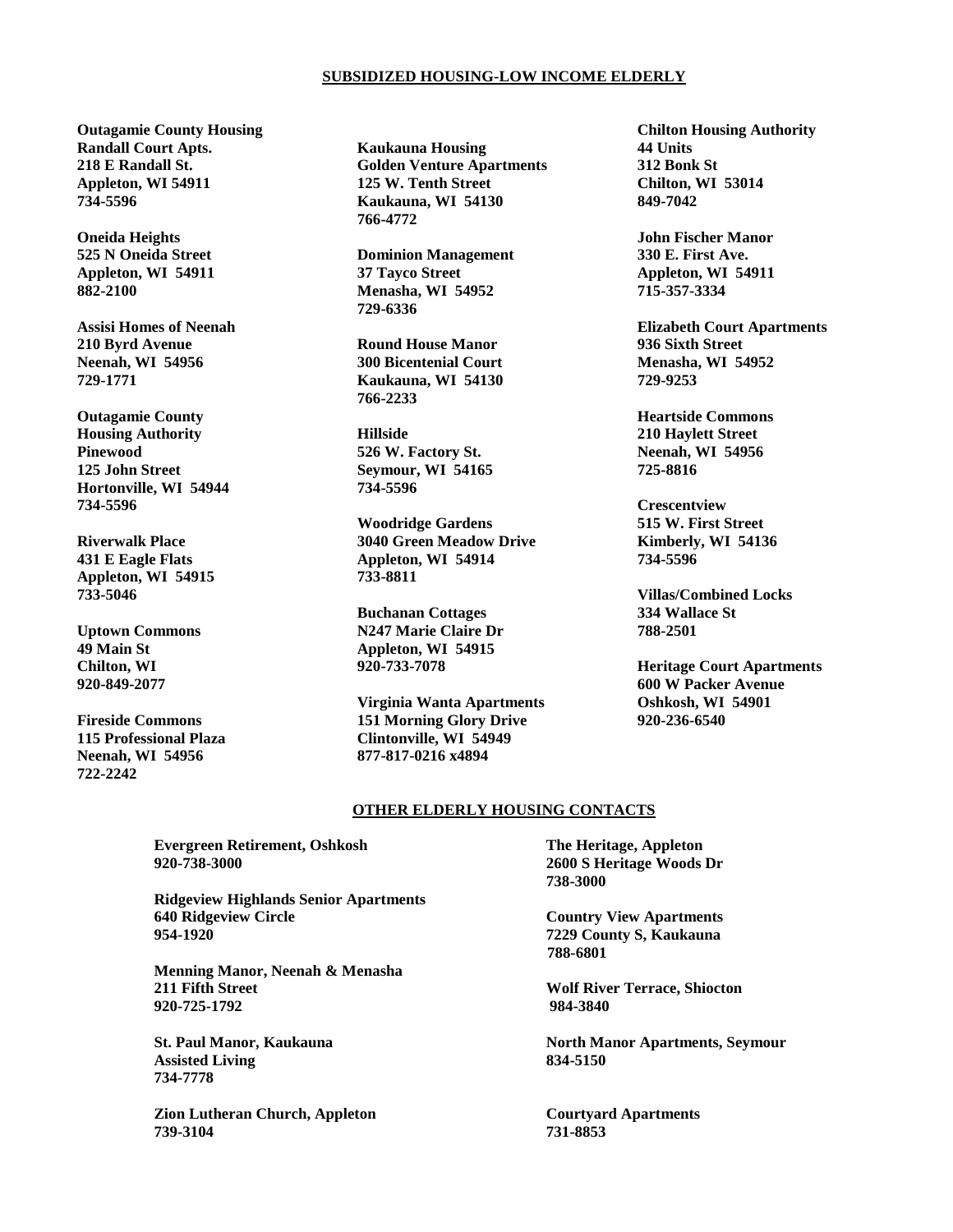## SUBSIDIZED HOUSING-LOW INCOME ELDERLY

**Outagamie County Housing**
**Randall Court Apts.**
**218 E Randall St.**
**Appleton, WI 54911**
**734-5596**

**Oneida Heights**
**525 N Oneida Street**
**Appleton, WI 54911**
**882-2100**

**Assisi Homes of Neenah**
**210 Byrd Avenue**
**Neenah, WI 54956**
**729-1771**

**Outagamie County**
**Housing Authority**
**Pinewood**
**125 John Street**
**Hortonville, WI 54944**
**734-5596**

**Riverwalk Place**
**431 E Eagle Flats**
**Appleton, WI 54915**
**733-5046**

**Uptown Commons**
**49 Main St**
**Chilton, WI**
**920-849-2077**

**Fireside Commons**
**115 Professional Plaza**
**Neenah, WI 54956**
**722-2242**

**Kaukauna Housing**
**Golden Venture Apartments**
**125 W. Tenth Street**
**Kaukauna, WI 54130**
**766-4772**

**Dominion Management**
**37 Tayco Street**
**Menasha, WI 54952**
**729-6336**

**Round House Manor**
**300 Bicentenial Court**
**Kaukauna, WI 54130**
**766-2233**

**Hillside**
**526 W. Factory St.**
**Seymour, WI 54165**
**734-5596**

**Woodridge Gardens**
**3040 Green Meadow Drive**
**Appleton, WI 54914**
**733-8811**

**Buchanan Cottages**
**N247 Marie Claire Dr**
**Appleton, WI 54915**
**920-733-7078**

**Virginia Wanta Apartments**
**151 Morning Glory Drive**
**Clintonville, WI 54949**
**877-817-0216 x4894**

**Chilton Housing Authority**
**44 Units**
**312 Bonk St**
**Chilton, WI 53014**
**849-7042**

**John Fischer Manor**
**330 E. First Ave.**
**Appleton, WI 54911**
**715-357-3334**

**Elizabeth Court Apartments**
**936 Sixth Street**
**Menasha, WI 54952**
**729-9253**

**Heartside Commons**
**210 Haylett Street**
**Neenah, WI 54956**
**725-8816**

**Crescentview**
**515 W. First Street**
**Kimberly, WI 54136**
**734-5596**

**Villas/Combined Locks**
**334 Wallace St**
**788-2501**

**Heritage Court Apartments**
**600 W Packer Avenue**
**Oshkosh, WI 54901**
**920-236-6540**

## OTHER ELDERLY HOUSING CONTACTS

**Evergreen Retirement, Oshkosh**
**920-738-3000**

**Ridgeview Highlands Senior Apartments**
**640 Ridgeview Circle**
**954-1920**

**Menning Manor, Neenah & Menasha**
**211 Fifth Street**
**920-725-1792**

**St. Paul Manor, Kaukauna**
**Assisted Living**
**734-7778**

**Zion Lutheran Church, Appleton**
**739-3104**

**The Heritage, Appleton**
**2600 S Heritage Woods Dr**
**738-3000**

**Country View Apartments**
**7229 County S, Kaukauna**
**788-6801**

**Wolf River Terrace, Shiocton**
**984-3840**

**North Manor Apartments, Seymour**
**834-5150**

**Courtyard Apartments**
**731-8853**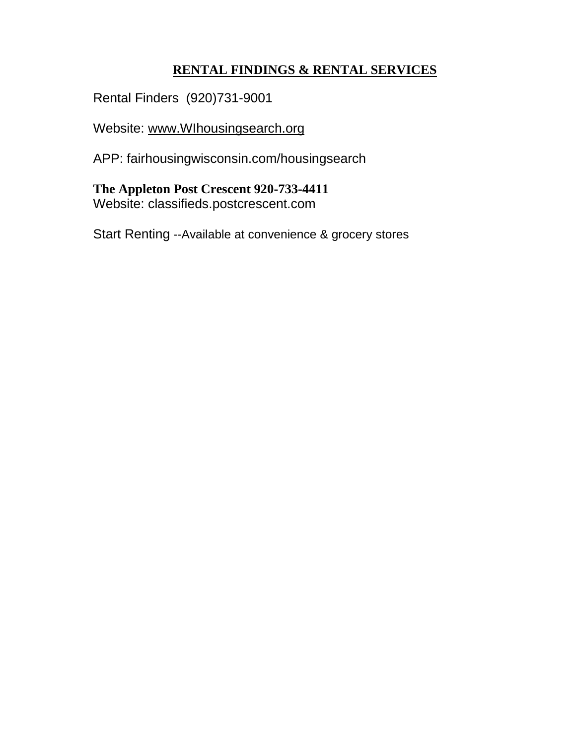## RENTAL FINDINGS & RENTAL SERVICES

Rental Finders (920)731-9001

Website: www.WIhousingsearch.org

APP: fairhousingwisconsin.com/housingsearch

**The Appleton Post Crescent 920-733-4411**
Website: classifieds.postcrescent.com

Start Renting --Available at convenience & grocery stores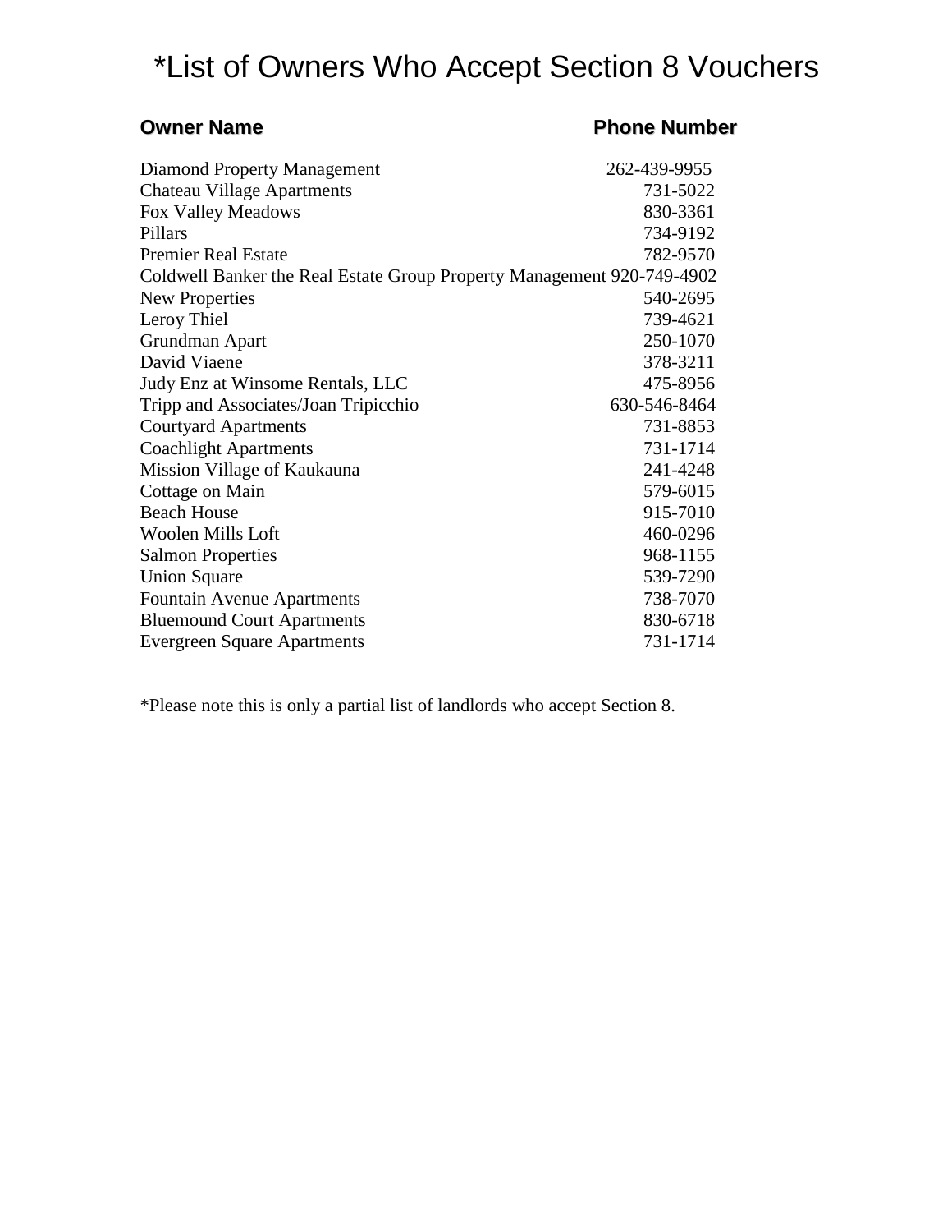# *List of Owners Who Accept Section 8 Vouchers

| Owner Name | Phone Number |
| --- | --- |
| Diamond Property Management | 262-439-9955 |
| Chateau Village Apartments | 731-5022 |
| Fox Valley Meadows | 830-3361 |
| Pillars | 734-9192 |
| Premier Real Estate | 782-9570 |
| Coldwell Banker the Real Estate Group Property Management | 920-749-4902 |
| New Properties | 540-2695 |
| Leroy Thiel | 739-4621 |
| Grundman Apart | 250-1070 |
| David Viaene | 378-3211 |
| Judy Enz at Winsome Rentals, LLC | 475-8956 |
| Tripp and Associates/Joan Tripicchio | 630-546-8464 |
| Courtyard Apartments | 731-8853 |
| Coachlight Apartments | 731-1714 |
| Mission Village of Kaukauna | 241-4248 |
| Cottage on Main | 579-6015 |
| Beach House | 915-7010 |
| Woolen Mills Loft | 460-0296 |
| Salmon Properties | 968-1155 |
| Union Square | 539-7290 |
| Fountain Avenue Apartments | 738-7070 |
| Bluemound Court Apartments | 830-6718 |
| Evergreen Square Apartments | 731-1714 |

*Please note this is only a partial list of landlords who accept Section 8.